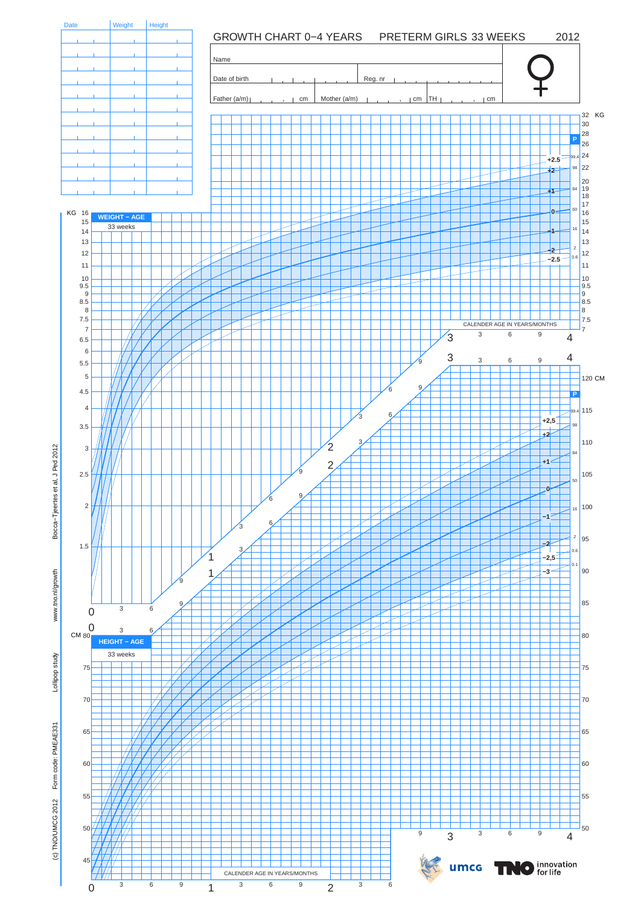# GROWTH CHART 0−4 YEARS PRETERM GIRLS 33 WEEKS 2012

| Date | Weight | Height |
| --- | --- | --- |
| | | |
| | | |
| | | |
| | | |
| | | |
| | | |
| | | |
| | | |
| | | |
| | | |
| | | |
| | | |

Name

Date of birth

Reg. nr

Father (a/m) cm

Mother (a/m) cm

TH cm

♀

**WEIGHT − AGE**

33 weeks

**HEIGHT − AGE**

33 weeks

CALENDER AGE IN YEARS/MONTHS

Bocca−Tjeertes et al, J Ped 2012

www.tno.nl/growth

Lollipop study

Form code: PMEAE331

(c) TNO/UMCG 2012

umcg

TNO innovation for life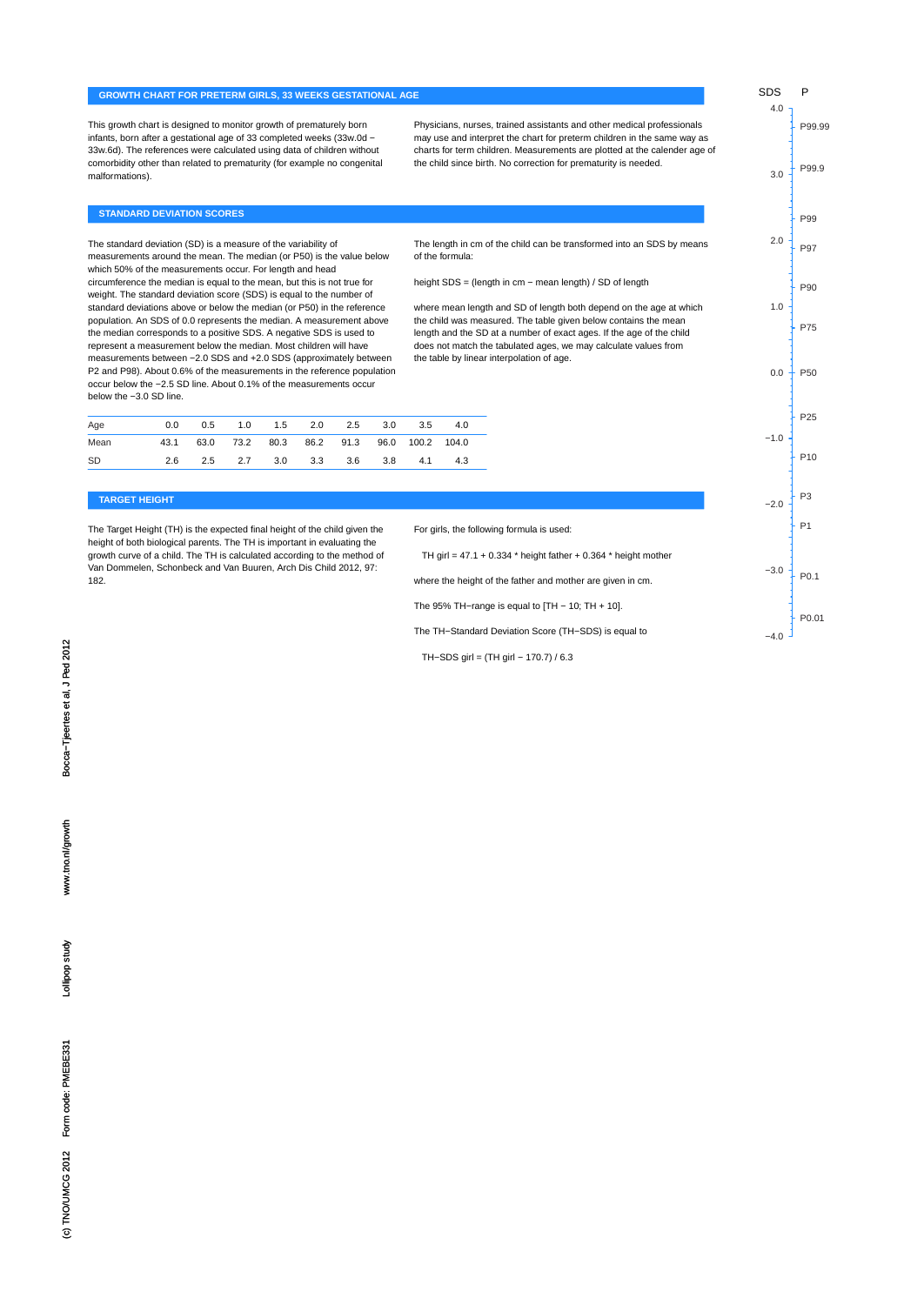## GROWTH CHART FOR PRETERM GIRLS, 33 WEEKS GESTATIONAL AGE

This growth chart is designed to monitor growth of prematurely born infants, born after a gestational age of 33 completed weeks (33w.0d − 33w.6d). The references were calculated using data of children without comorbidity other than related to prematurity (for example no congenital malformations).

Physicians, nurses, trained assistants and other medical professionals may use and interpret the chart for preterm children in the same way as charts for term children. Measurements are plotted at the calender age of the child since birth. No correction for prematurity is needed.

## STANDARD DEVIATION SCORES

The standard deviation (SD) is a measure of the variability of measurements around the mean. The median (or P50) is the value below which 50% of the measurements occur. For length and head circumference the median is equal to the mean, but this is not true for weight. The standard deviation score (SDS) is equal to the number of standard deviations above or below the median (or P50) in the reference population. An SDS of 0.0 represents the median. A measurement above the median corresponds to a positive SDS. A negative SDS is used to represent a measurement below the median. Most children will have measurements between −2.0 SDS and +2.0 SDS (approximately between P2 and P98). About 0.6% of the measurements in the reference population occur below the −2.5 SD line. About 0.1% of the measurements occur below the −3.0 SD line.

| Age | 0.0 | 0.5 | 1.0 | 1.5 | 2.0 | 2.5 | 3.0 | 3.5 | 4.0 |
|---|---|---|---|---|---|---|---|---|---|
| Mean | 43.1 | 63.0 | 73.2 | 80.3 | 86.2 | 91.3 | 96.0 | 100.2 | 104.0 |
| SD | 2.6 | 2.5 | 2.7 | 3.0 | 3.3 | 3.6 | 3.8 | 4.1 | 4.3 |

The length in cm of the child can be transformed into an SDS by means of the formula:

height SDS = (length in cm − mean length) / SD of length

where mean length and SD of length both depend on the age at which the child was measured. The table given below contains the mean length and the SD at a number of exact ages. If the age of the child does not match the tabulated ages, we may calculate values from the table by linear interpolation of age.

## TARGET HEIGHT

The Target Height (TH) is the expected final height of the child given the height of both biological parents. The TH is important in evaluating the growth curve of a child. The TH is calculated according to the method of Van Dommelen, Schonbeck and Van Buuren, Arch Dis Child 2012, 97: 182.

For girls, the following formula is used:

TH girl = 47.1 + 0.334 * height father + 0.364 * height mother

where the height of the father and mother are given in cm.

The 95% TH−range is equal to [TH − 10; TH + 10].

The TH−Standard Deviation Score (TH−SDS) is equal to

TH−SDS girl = (TH girl − 170.7) / 6.3

SDS P

4.0
P99.99
3.0
P99.9
P99
2.0
P97
P90
1.0
P75
0.0
P50
P25
−1.0
P10
−2.0
P3
P1
−3.0
P0.1
P0.01
−4.0

(c) TNO/UMCG 2012 Form code: PMEBE331 Lollipop study www.tno.nl/growth Bocca−Tjeertes et al, J Ped 2012